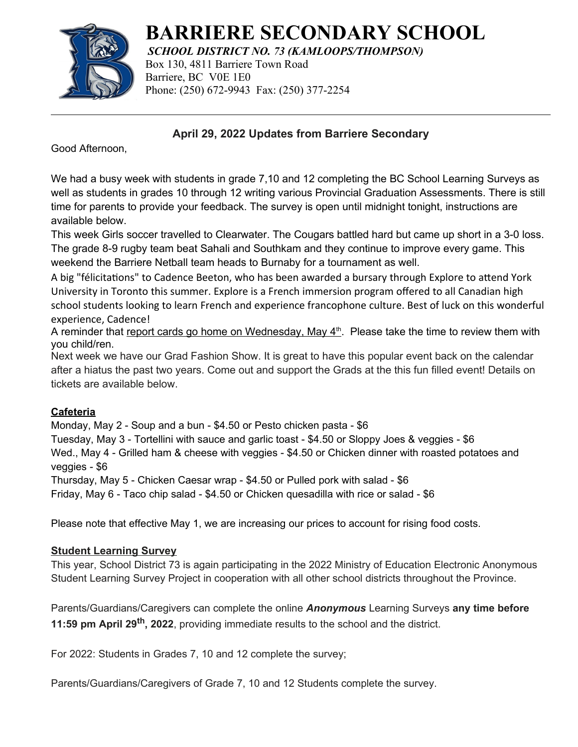# BARRIERE SECONDARY SCHOOL

***SCHOOL DISTRICT NO. 73 (KAMLOOPS/THOMPSON)***

Box 130, 4811 Barriere Town Road
Barriere, BC V0E 1E0
Phone: (250) 672-9943 Fax: (250) 377-2254

---

## April 29, 2022 Updates from Barriere Secondary

Good Afternoon,

We had a busy week with students in grade 7,10 and 12 completing the BC School Learning Surveys as well as students in grades 10 through 12 writing various Provincial Graduation Assessments. There is still time for parents to provide your feedback. The survey is open until midnight tonight, instructions are available below.

This week Girls soccer travelled to Clearwater. The Cougars battled hard but came up short in a 3-0 loss. The grade 8-9 rugby team beat Sahali and Southkam and they continue to improve every game. This weekend the Barriere Netball team heads to Burnaby for a tournament as well.

A big "félicitations" to Cadence Beeton, who has been awarded a bursary through Explore to attend York University in Toronto this summer. Explore is a French immersion program offered to all Canadian high school students looking to learn French and experience francophone culture. Best of luck on this wonderful experience, Cadence!

A reminder that report cards go home on Wednesday, May 4th. Please take the time to review them with you child/ren.

Next week we have our Grad Fashion Show. It is great to have this popular event back on the calendar after a hiatus the past two years. Come out and support the Grads at the this fun filled event! Details on tickets are available below.

### Cafeteria

Monday, May 2 - Soup and a bun - $4.50 or Pesto chicken pasta - $6
Tuesday, May 3 - Tortellini with sauce and garlic toast - $4.50 or Sloppy Joes & veggies - $6
Wed., May 4 - Grilled ham & cheese with veggies - $4.50 or Chicken dinner with roasted potatoes and veggies - $6
Thursday, May 5 - Chicken Caesar wrap - $4.50 or Pulled pork with salad - $6
Friday, May 6 - Taco chip salad - $4.50 or Chicken quesadilla with rice or salad - $6

Please note that effective May 1, we are increasing our prices to account for rising food costs.

### Student Learning Survey

This year, School District 73 is again participating in the 2022 Ministry of Education Electronic Anonymous Student Learning Survey Project in cooperation with all other school districts throughout the Province.

Parents/Guardians/Caregivers can complete the online ***Anonymous*** Learning Surveys **any time before 11:59 pm April 29th, 2022**, providing immediate results to the school and the district.

For 2022: Students in Grades 7, 10 and 12 complete the survey;

Parents/Guardians/Caregivers of Grade 7, 10 and 12 Students complete the survey.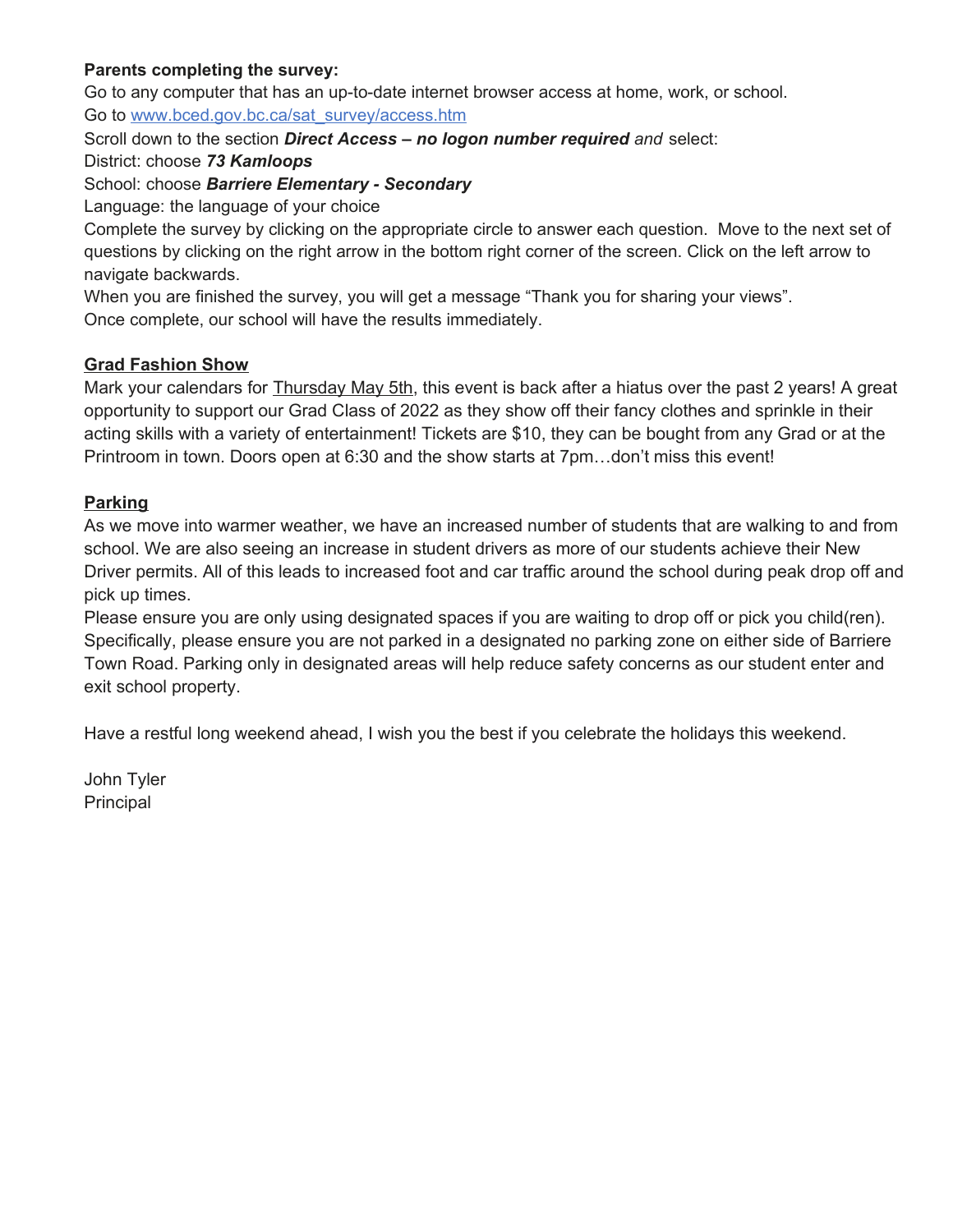**Parents completing the survey:**

Go to any computer that has an up-to-date internet browser access at home, work, or school.

Go to [www.bced.gov.bc.ca/sat_survey/access.htm](www.bced.gov.bc.ca/sat_survey/access.htm)

Scroll down to the section ***Direct Access – no logon number required*** *and* select:

District: choose ***73 Kamloops***

School: choose ***Barriere Elementary - Secondary***

Language: the language of your choice

Complete the survey by clicking on the appropriate circle to answer each question. Move to the next set of questions by clicking on the right arrow in the bottom right corner of the screen. Click on the left arrow to navigate backwards.

When you are finished the survey, you will get a message “Thank you for sharing your views”.

Once complete, our school will have the results immediately.

## Grad Fashion Show

Mark your calendars for Thursday May 5th, this event is back after a hiatus over the past 2 years! A great opportunity to support our Grad Class of 2022 as they show off their fancy clothes and sprinkle in their acting skills with a variety of entertainment! Tickets are $10, they can be bought from any Grad or at the Printroom in town. Doors open at 6:30 and the show starts at 7pm…don’t miss this event!

## Parking

As we move into warmer weather, we have an increased number of students that are walking to and from school. We are also seeing an increase in student drivers as more of our students achieve their New Driver permits. All of this leads to increased foot and car traffic around the school during peak drop off and pick up times.

Please ensure you are only using designated spaces if you are waiting to drop off or pick you child(ren). Specifically, please ensure you are not parked in a designated no parking zone on either side of Barriere Town Road. Parking only in designated areas will help reduce safety concerns as our student enter and exit school property.

Have a restful long weekend ahead, I wish you the best if you celebrate the holidays this weekend.

John Tyler
Principal